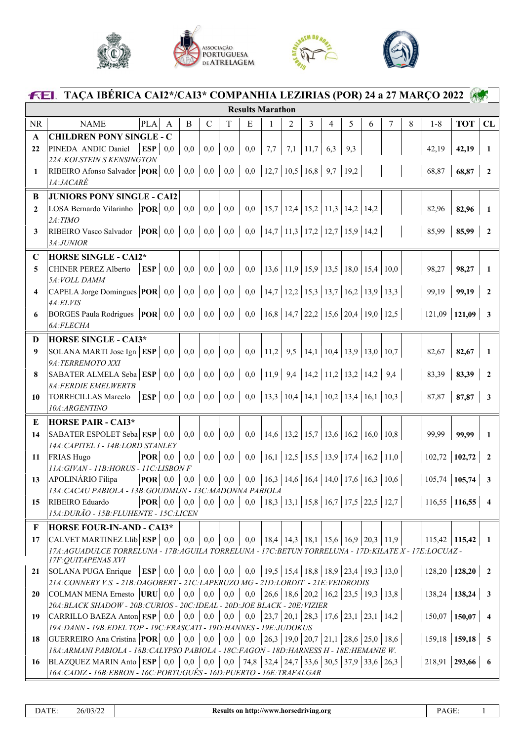# FEI. TAÇA IBÉRICA CAI2*/CAI3* COMPANHIA LEZIRIAS (POR) 24 a 27 MARÇO 2022

## Results Marathon

| NR | NAME | PLA | A | B | C | T | E | 1 | 2 | 3 | 4 | 5 | 6 | 7 | 8 | 1-8 | TOT | CL |
|---|---|---|---|---|---|---|---|---|---|---|---|---|---|---|---|---|---|---|
| **A** | **CHILDREN PONY SINGLE - C** | | | | | | | | | | | | | | | | | |
| 22 | PINEDA ANDIC Daniel<br>*22A:KOLSTEIN S KENSINGTON* | **ESP** | 0,0 | 0,0 | 0,0 | 0,0 | 0,0 | 7,7 | 7,1 | 11,7 | 6,3 | 9,3 | | | | 42,19 | **42,19** | 1 |
| 1 | RIBEIRO Afonso Salvador<br>*1A:JACARÉ* | **POR** | 0,0 | 0,0 | 0,0 | 0,0 | 0,0 | 12,7 | 10,5 | 16,8 | 9,7 | 19,2 | | | | 68,87 | **68,87** | 2 |
| **B** | **JUNIORS PONY SINGLE - CAI2** | | | | | | | | | | | | | | | | | |
| 2 | LOSA Bernardo Vilarinho<br>*2A:TIMO* | **POR** | 0,0 | 0,0 | 0,0 | 0,0 | 0,0 | 15,7 | 12,4 | 15,2 | 11,3 | 14,2 | 14,2 | | | 82,96 | **82,96** | 1 |
| 3 | RIBEIRO Vasco Salvador<br>*3A:JUNIOR* | **POR** | 0,0 | 0,0 | 0,0 | 0,0 | 0,0 | 14,7 | 11,3 | 17,2 | 12,7 | 15,9 | 14,2 | | | 85,99 | **85,99** | 2 |
| **C** | **HORSE SINGLE - CAI2*** | | | | | | | | | | | | | | | | | |
| 5 | CHINER PEREZ Alberto<br>*5A:VOLL DAMM* | **ESP** | 0,0 | 0,0 | 0,0 | 0,0 | 0,0 | 13,6 | 11,9 | 15,9 | 13,5 | 18,0 | 15,4 | 10,0 | | 98,27 | **98,27** | 1 |
| 4 | CAPELA Jorge Domingues<br>*4A:ELVIS* | **POR** | 0,0 | 0,0 | 0,0 | 0,0 | 0,0 | 14,7 | 12,2 | 15,3 | 13,7 | 16,2 | 13,9 | 13,3 | | 99,19 | **99,19** | 2 |
| 6 | BORGES Paula Rodrigues<br>*6A:FLECHA* | **POR** | 0,0 | 0,0 | 0,0 | 0,0 | 0,0 | 16,8 | 14,7 | 22,2 | 15,6 | 20,4 | 19,0 | 12,5 | | 121,09 | **121,09** | 3 |
| **D** | **HORSE SINGLE - CAI3*** | | | | | | | | | | | | | | | | | |
| 9 | SOLANA MARTI Jose Ign<br>*9A:TERREMOTO XXI* | **ESP** | 0,0 | 0,0 | 0,0 | 0,0 | 0,0 | 11,2 | 9,5 | 14,1 | 10,4 | 13,9 | 13,0 | 10,7 | | 82,67 | **82,67** | 1 |
| 8 | SABATER ALMELA Seba<br>*8A:FERDIE EMELWERTB* | **ESP** | 0,0 | 0,0 | 0,0 | 0,0 | 0,0 | 11,9 | 9,4 | 14,2 | 11,2 | 13,2 | 14,2 | 9,4 | | 83,39 | **83,39** | 2 |
| 10 | TORRECILLAS Marcelo<br>*10A:ARGENTINO* | **ESP** | 0,0 | 0,0 | 0,0 | 0,0 | 0,0 | 13,3 | 10,4 | 14,1 | 10,2 | 13,4 | 16,1 | 10,3 | | 87,87 | **87,87** | 3 |
| **E** | **HORSE PAIR - CAI3*** | | | | | | | | | | | | | | | | | |
| 14 | SABATER ESPOLET Seba<br>*14A:CAPITEL I - 14B:LORD STANLEY* | **ESP** | 0,0 | 0,0 | 0,0 | 0,0 | 0,0 | 14,6 | 13,2 | 15,7 | 13,6 | 16,2 | 16,0 | 10,8 | | 99,99 | **99,99** | 1 |
| 11 | FRIAS Hugo<br>*11A:GIVAN - 11B:HORUS - 11C:LISBON F* | **POR** | 0,0 | 0,0 | 0,0 | 0,0 | 0,0 | 16,1 | 12,5 | 15,5 | 13,9 | 17,4 | 16,2 | 11,0 | | 102,72 | **102,72** | 2 |
| 13 | APOLINÁRIO Filipa<br>*13A:CACAU PABIOLA - 13B:GOUDMIJN - 13C:MADONNA PABIOLA* | **POR** | 0,0 | 0,0 | 0,0 | 0,0 | 0,0 | 16,3 | 14,6 | 16,4 | 14,0 | 17,6 | 16,3 | 10,6 | | 105,74 | **105,74** | 3 |
| 15 | RIBEIRO Eduardo<br>*15A:DURÃO - 15B:FLUHENTE - 15C:LICEN* | **POR** | 0,0 | 0,0 | 0,0 | 0,0 | 0,0 | 18,3 | 13,1 | 15,8 | 16,7 | 17,5 | 22,5 | 12,7 | | 116,55 | **116,55** | 4 |
| **F** | **HORSE FOUR-IN-AND - CAI3*** | | | | | | | | | | | | | | | | | |
| 17 | CALVET MARTINEZ Llib<br>*17A:AGUADULCE TORRELUNA - 17B:AGUILA TORRELUNA - 17C:BETUN TORRELUNA - 17D:KILATE X - 17E:LOCUAZ - 17F:QUITAPENAS XVI* | **ESP** | 0,0 | 0,0 | 0,0 | 0,0 | 0,0 | 18,4 | 14,3 | 18,1 | 15,6 | 16,9 | 20,3 | 11,9 | | 115,42 | **115,42** | 1 |
| 21 | SOLANA PUGA Enrique<br>*21A:CONNERY V.S. - 21B:DAGOBERT - 21C:LAPERUZO MG - 21D:LORDIT - 21E:VEIDRODIS* | **ESP** | 0,0 | 0,0 | 0,0 | 0,0 | 0,0 | 19,5 | 15,4 | 18,8 | 18,9 | 23,4 | 19,3 | 13,0 | | 128,20 | **128,20** | 2 |
| 20 | COLMAN MENA Ernesto<br>*20A:BLACK SHADOW - 20B:CURIOS - 20C:IDEAL - 20D:JOE BLACK - 20E:VIZIER* | **URU** | 0,0 | 0,0 | 0,0 | 0,0 | 0,0 | 26,6 | 18,6 | 20,2 | 16,2 | 23,5 | 19,3 | 13,8 | | 138,24 | **138,24** | 3 |
| 19 | CARRILLO BAEZA Anton<br>*19A:DANN - 19B:EDEL TOP - 19C:FRASCATI - 19D:HANNES - 19E:JUDOKUS* | **ESP** | 0,0 | 0,0 | 0,0 | 0,0 | 0,0 | 23,7 | 20,1 | 28,3 | 17,6 | 23,1 | 23,1 | 14,2 | | 150,07 | **150,07** | 4 |
| 18 | GUERREIRO Ana Cristina<br>*18A:ARMANI PABIOLA - 18B:CALYPSO PABIOLA - 18C:FAGON - 18D:HARNESS H - 18E:HEMANIE W.* | **POR** | 0,0 | 0,0 | 0,0 | 0,0 | 0,0 | 26,3 | 19,0 | 20,7 | 21,1 | 28,6 | 25,0 | 18,6 | | 159,18 | **159,18** | 5 |
| 16 | BLAZQUEZ MARIN Anto<br>*16A:CADIZ - 16B:EBRON - 16C:PORTUGUÊS - 16D:PUERTO - 16E:TRAFALGAR* | **ESP** | 0,0 | 0,0 | 0,0 | 0,0 | 74,8 | 32,4 | 24,7 | 33,6 | 30,5 | 37,9 | 33,6 | 26,3 | | 218,91 | **293,66** | 6 |

| DATE: 26/03/22 | **Results on http://www.horsedriving.org** |
|---|---|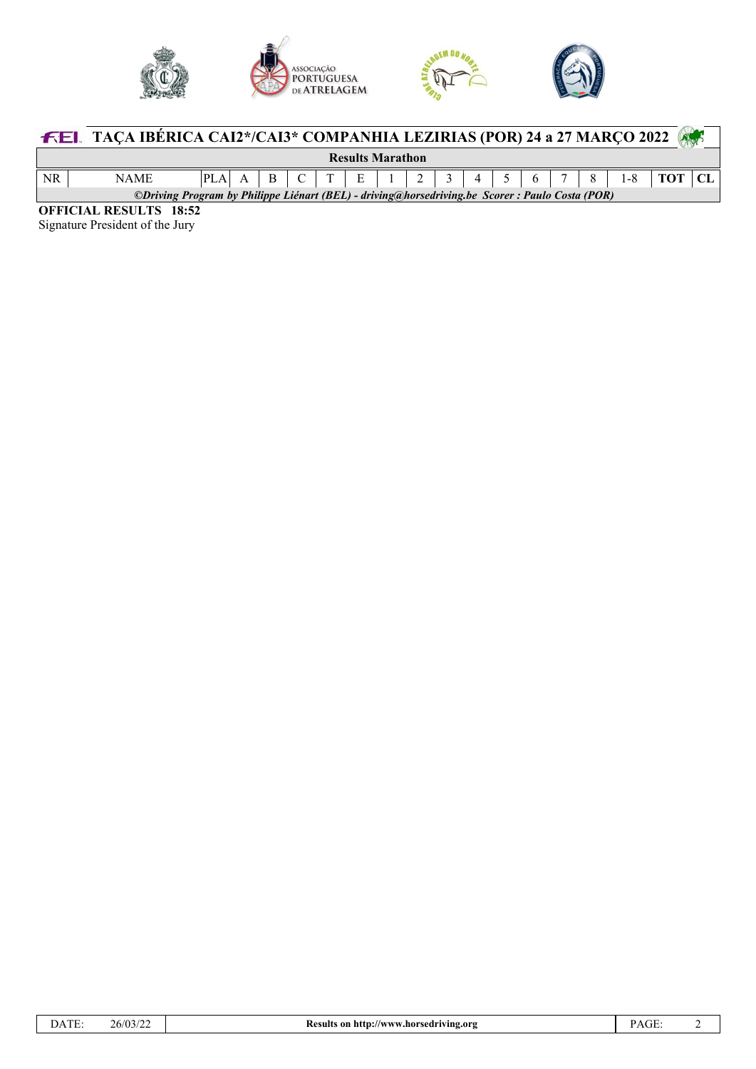## TAÇA IBÉRICA CAI2*/CAI3* COMPANHIA LEZIRIAS (POR) 24 a 27 MARÇO 2022

### Results Marathon

| NR | NAME | PLA | A | B | C | T | E | 1 | 2 | 3 | 4 | 5 | 6 | 7 | 8 | 1-8 | TOT | CL |
|---|---|---|---|---|---|---|---|---|---|---|---|---|---|---|---|---|---|---|

*©Driving Program by Philippe Liénart (BEL) - driving@horsedriving.be Scorer : Paulo Costa (POR)*

**OFFICIAL RESULTS 18:52**

Signature President of the Jury

DATE: 26/03/22 | Results on http://www.horsedriving.org